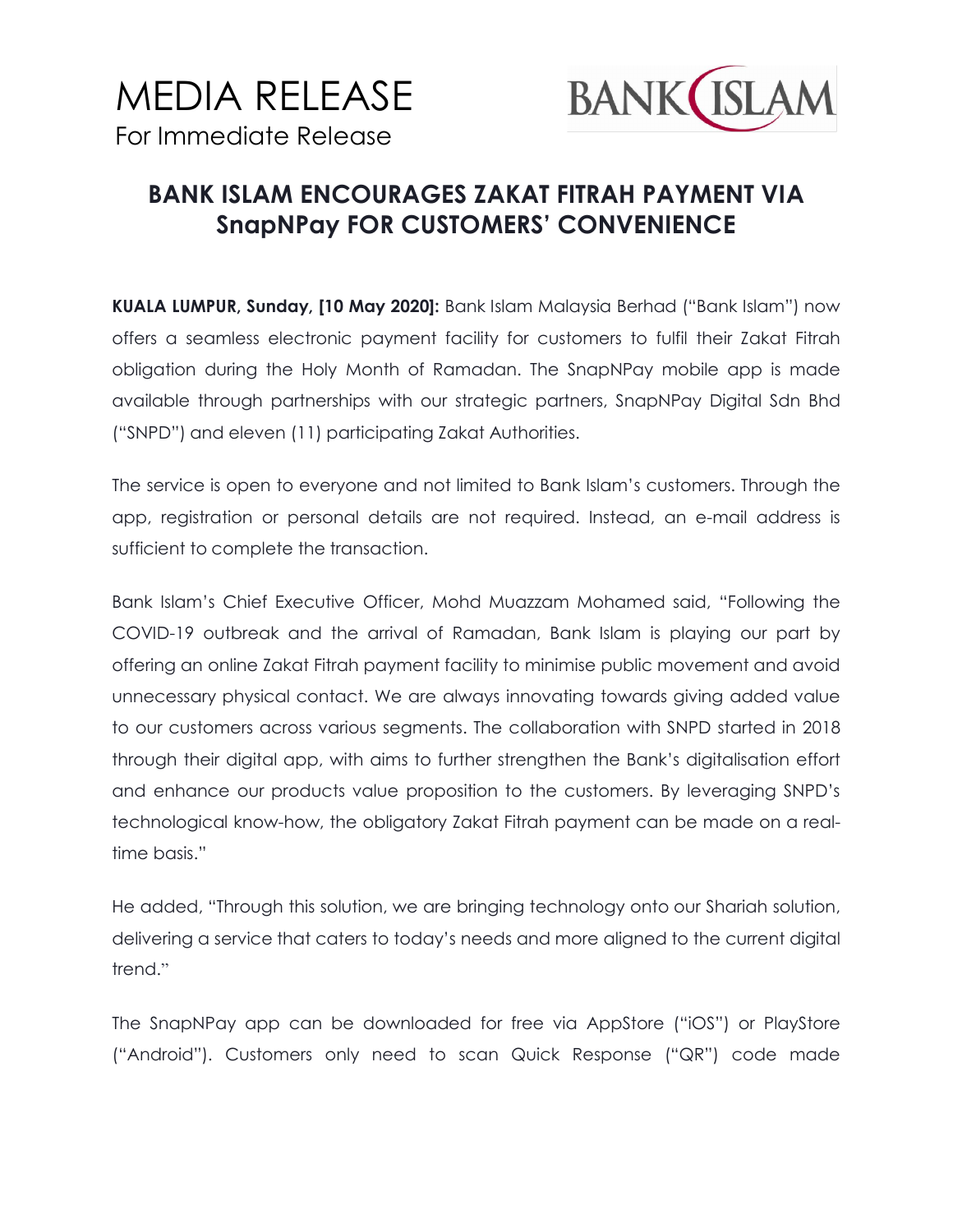# MEDIA RELEASE

For Immediate Release

## BANK ISLAM ENCOURAGES ZAKAT FITRAH PAYMENT VIA SnapNPay FOR CUSTOMERS' CONVENIENCE

**KUALA LUMPUR, Sunday, [10 May 2020]:** Bank Islam Malaysia Berhad ("Bank Islam") now offers a seamless electronic payment facility for customers to fulfil their Zakat Fitrah obligation during the Holy Month of Ramadan. The SnapNPay mobile app is made available through partnerships with our strategic partners, SnapNPay Digital Sdn Bhd ("SNPD") and eleven (11) participating Zakat Authorities.

The service is open to everyone and not limited to Bank Islam's customers. Through the app, registration or personal details are not required. Instead, an e-mail address is sufficient to complete the transaction.

Bank Islam's Chief Executive Officer, Mohd Muazzam Mohamed said, "Following the COVID-19 outbreak and the arrival of Ramadan, Bank Islam is playing our part by offering an online Zakat Fitrah payment facility to minimise public movement and avoid unnecessary physical contact. We are always innovating towards giving added value to our customers across various segments. The collaboration with SNPD started in 2018 through their digital app, with aims to further strengthen the Bank's digitalisation effort and enhance our products value proposition to the customers. By leveraging SNPD's technological know-how, the obligatory Zakat Fitrah payment can be made on a real-time basis."

He added, "Through this solution, we are bringing technology onto our Shariah solution, delivering a service that caters to today's needs and more aligned to the current digital trend."

The SnapNPay app can be downloaded for free via AppStore ("iOS") or PlayStore ("Android"). Customers only need to scan Quick Response ("QR") code made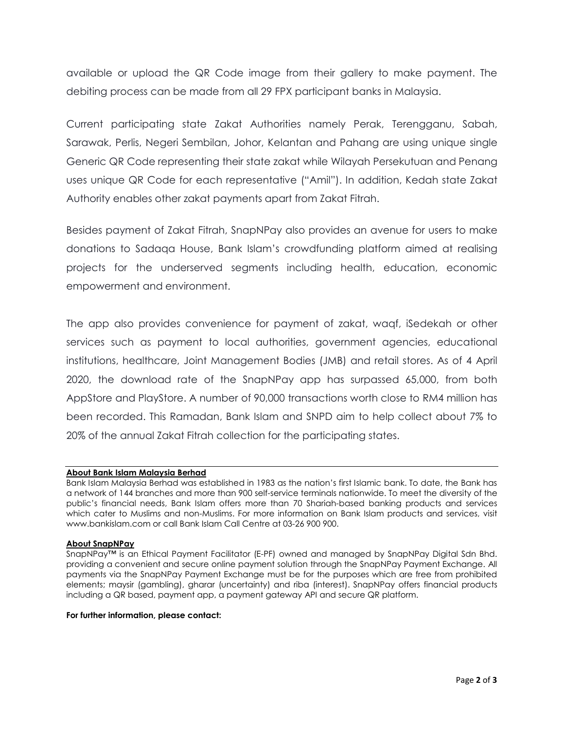available or upload the QR Code image from their gallery to make payment. The debiting process can be made from all 29 FPX participant banks in Malaysia.

Current participating state Zakat Authorities namely Perak, Terengganu, Sabah, Sarawak, Perlis, Negeri Sembilan, Johor, Kelantan and Pahang are using unique single Generic QR Code representing their state zakat while Wilayah Persekutuan and Penang uses unique QR Code for each representative ("Amil"). In addition, Kedah state Zakat Authority enables other zakat payments apart from Zakat Fitrah.

Besides payment of Zakat Fitrah, SnapNPay also provides an avenue for users to make donations to Sadaqa House, Bank Islam's crowdfunding platform aimed at realising projects for the underserved segments including health, education, economic empowerment and environment.

The app also provides convenience for payment of zakat, waqf, iSedekah or other services such as payment to local authorities, government agencies, educational institutions, healthcare, Joint Management Bodies (JMB) and retail stores. As of 4 April 2020, the download rate of the SnapNPay app has surpassed 65,000, from both AppStore and PlayStore. A number of 90,000 transactions worth close to RM4 million has been recorded. This Ramadan, Bank Islam and SNPD aim to help collect about 7% to 20% of the annual Zakat Fitrah collection for the participating states.

---

**About Bank Islam Malaysia Berhad**

Bank Islam Malaysia Berhad was established in 1983 as the nation's first Islamic bank. To date, the Bank has a network of 144 branches and more than 900 self-service terminals nationwide. To meet the diversity of the public's financial needs, Bank Islam offers more than 70 Shariah-based banking products and services which cater to Muslims and non-Muslims. For more information on Bank Islam products and services, visit www.bankislam.com or call Bank Islam Call Centre at 03-26 900 900.

**About SnapNPay**

SnapNPay™ is an Ethical Payment Facilitator (E-PF) owned and managed by SnapNPay Digital Sdn Bhd. providing a convenient and secure online payment solution through the SnapNPay Payment Exchange. All payments via the SnapNPay Payment Exchange must be for the purposes which are free from prohibited elements; maysir (gambling), gharar (uncertainty) and riba (interest). SnapNPay offers financial products including a QR based, payment app, a payment gateway API and secure QR platform.

**For further information, please contact:**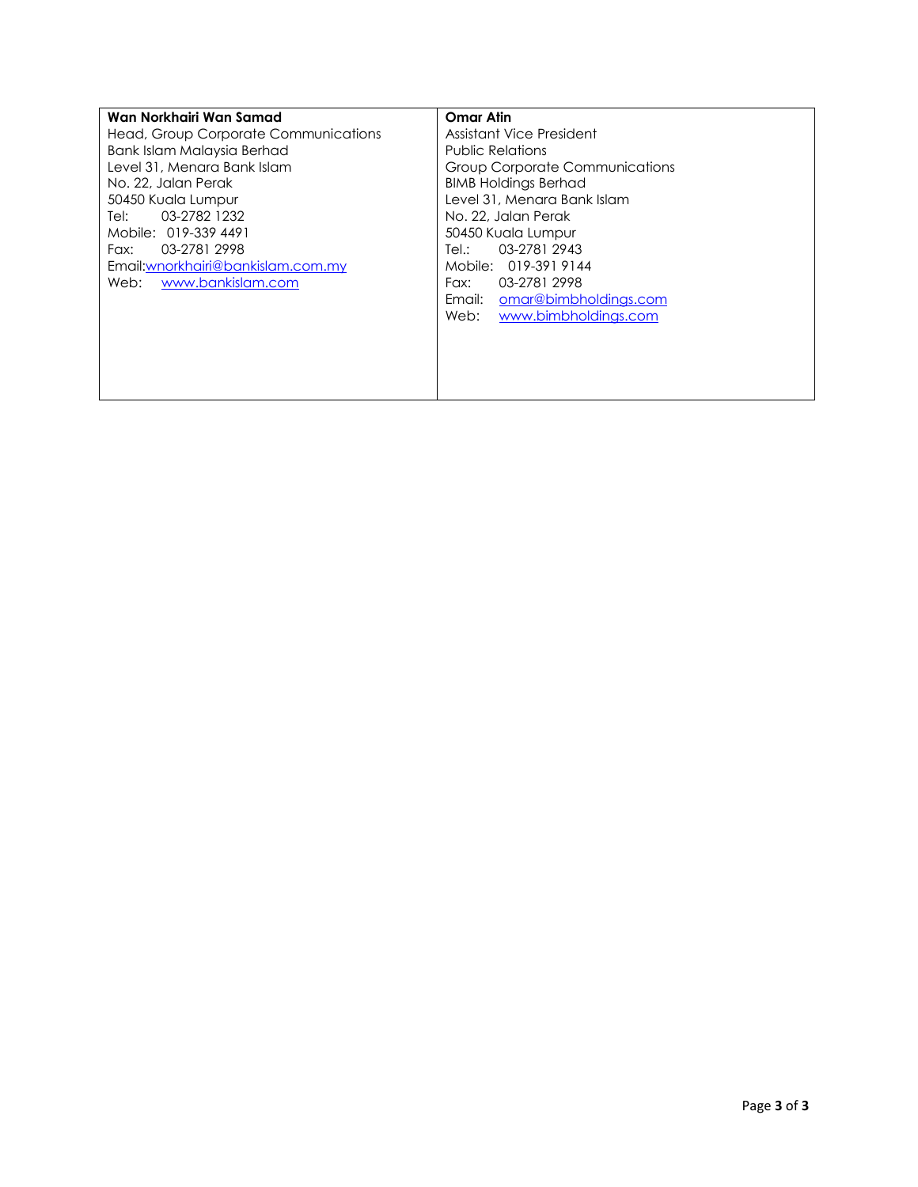| | |
|---|---|
| **Wan Norkhairi Wan Samad**<br>Head, Group Corporate Communications<br>Bank Islam Malaysia Berhad<br>Level 31, Menara Bank Islam<br>No. 22, Jalan Perak<br>50450 Kuala Lumpur<br>Tel: 03-2782 1232<br>Mobile: 019-339 4491<br>Fax: 03-2781 2998<br>Email:wnorkhairi@bankislam.com.my<br>Web: www.bankislam.com | **Omar Atin**<br>Assistant Vice President<br>Public Relations<br>Group Corporate Communications<br>BIMB Holdings Berhad<br>Level 31, Menara Bank Islam<br>No. 22, Jalan Perak<br>50450 Kuala Lumpur<br>Tel.: 03-2781 2943<br>Mobile: 019-391 9144<br>Fax: 03-2781 2998<br>Email: omar@bimbholdings.com<br>Web: www.bimbholdings.com |